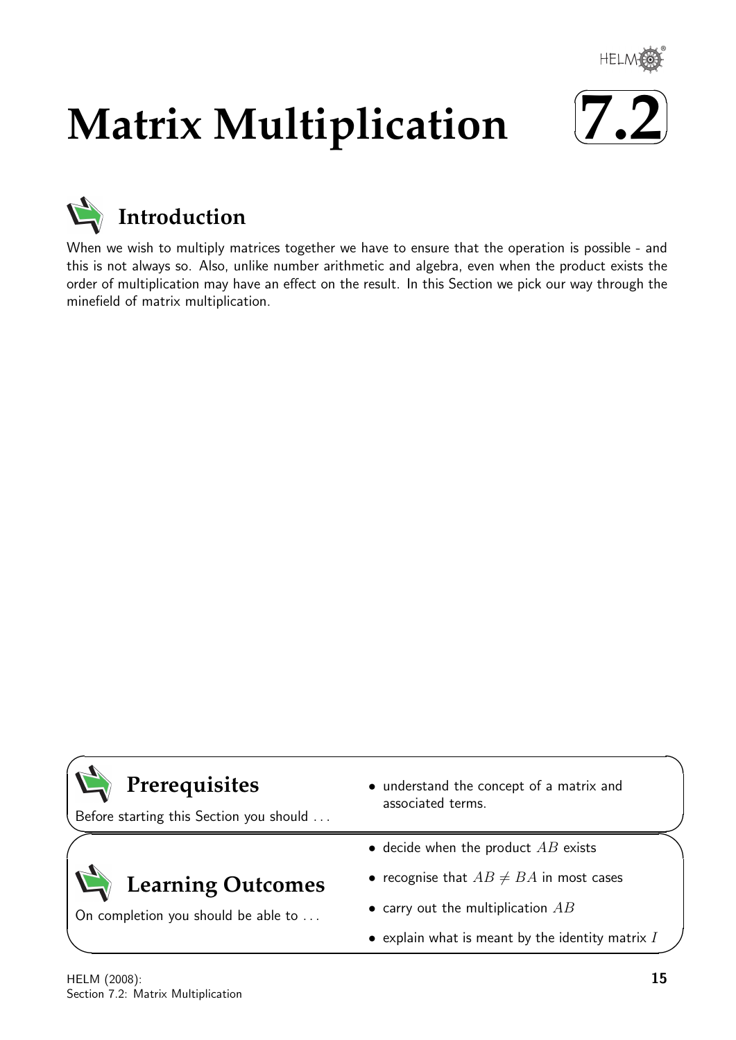# Matrix Multiplication

# 7.2

## Introduction

When we wish to multiply matrices together we have to ensure that the operation is possible - and this is not always so. Also, unlike number arithmetic and algebra, even when the product exists the order of multiplication may have an effect on the result. In this Section we pick our way through the minefield of matrix multiplication.

## Prerequisites

Before starting this Section you should . . .

- understand the concept of a matrix and associated terms.

## Learning Outcomes

On completion you should be able to . . .

- decide when the product $AB$ exists
- recognise that $AB \neq BA$ in most cases
- carry out the multiplication $AB$
- explain what is meant by the identity matrix $I$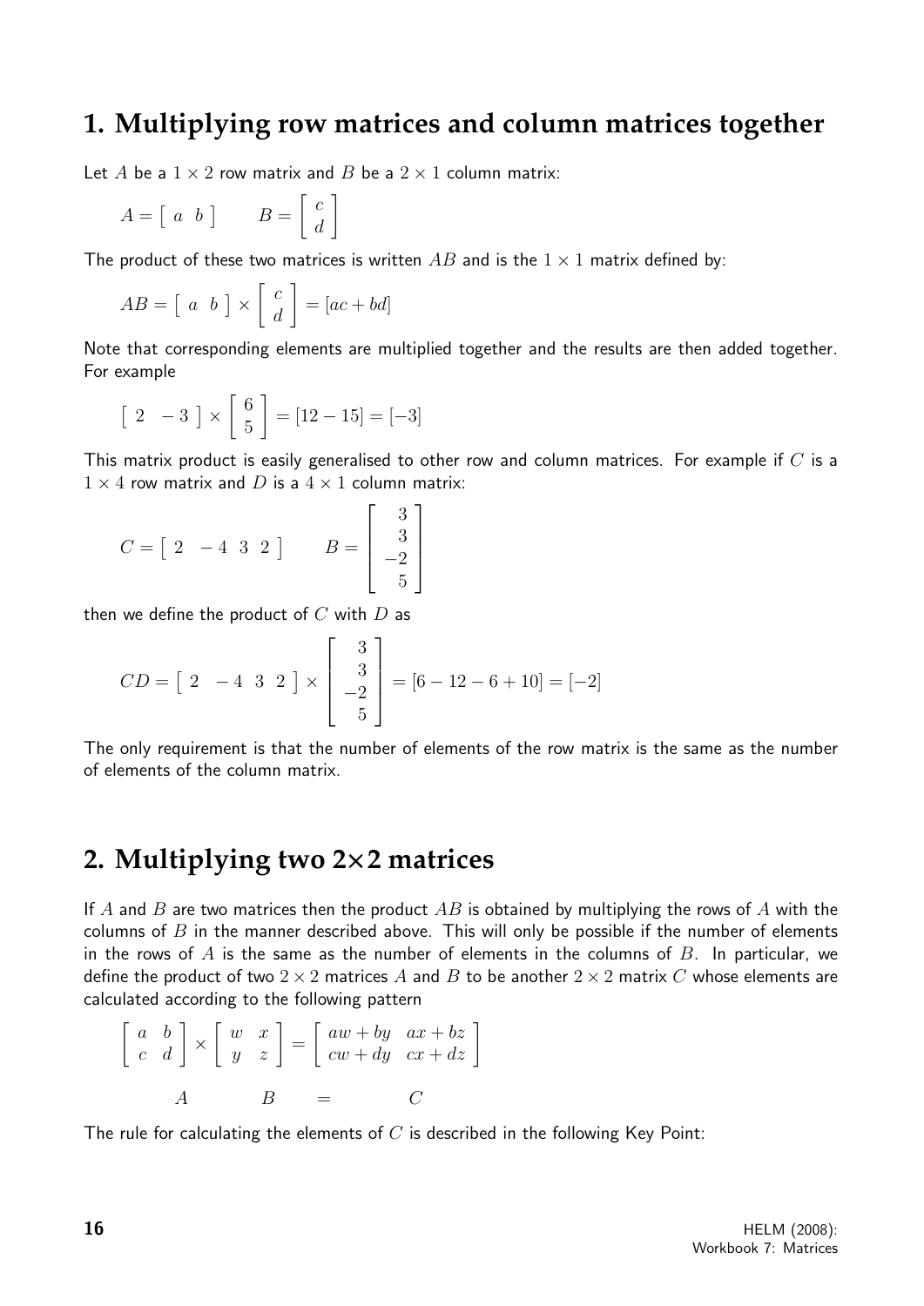## 1. Multiplying row matrices and column matrices together

Let $A$ be a $1 \times 2$ row matrix and $B$ be a $2 \times 1$ column matrix:

$$A = \left[ \begin{array}{cc} a & b \end{array} \right] \qquad B = \left[ \begin{array}{c} c \\ d \end{array} \right]$$

The product of these two matrices is written $AB$ and is the $1 \times 1$ matrix defined by:

$$AB = \left[ \begin{array}{cc} a & b \end{array} \right] \times \left[ \begin{array}{c} c \\ d \end{array} \right] = [ac + bd]$$

Note that corresponding elements are multiplied together and the results are then added together. For example

$$\left[ \begin{array}{cc} 2 & -3 \end{array} \right] \times \left[ \begin{array}{c} 6 \\ 5 \end{array} \right] = [12 - 15] = [-3]$$

This matrix product is easily generalised to other row and column matrices. For example if $C$ is a $1 \times 4$ row matrix and $D$ is a $4 \times 1$ column matrix:

$$C = \left[ \begin{array}{cccc} 2 & -4 & 3 & 2 \end{array} \right] \qquad B = \left[ \begin{array}{r} 3 \\ 3 \\ -2 \\ 5 \end{array} \right]$$

then we define the product of $C$ with $D$ as

$$CD = \left[ \begin{array}{cccc} 2 & -4 & 3 & 2 \end{array} \right] \times \left[ \begin{array}{r} 3 \\ 3 \\ -2 \\ 5 \end{array} \right] = [6 - 12 - 6 + 10] = [-2]$$

The only requirement is that the number of elements of the row matrix is the same as the number of elements of the column matrix.

## 2. Multiplying two 2×2 matrices

If $A$ and $B$ are two matrices then the product $AB$ is obtained by multiplying the rows of $A$ with the columns of $B$ in the manner described above. This will only be possible if the number of elements in the rows of $A$ is the same as the number of elements in the columns of $B$. In particular, we define the product of two $2 \times 2$ matrices $A$ and $B$ to be another $2 \times 2$ matrix $C$ whose elements are calculated according to the following pattern

$$\underset{A}{\left[ \begin{array}{cc} a & b \\ c & d \end{array} \right]} \times \underset{B}{\left[ \begin{array}{cc} w & x \\ y & z \end{array} \right]} = \underset{C}{\left[ \begin{array}{cc} aw + by & ax + bz \\ cw + dy & cx + dz \end{array} \right]}$$

The rule for calculating the elements of $C$ is described in the following Key Point: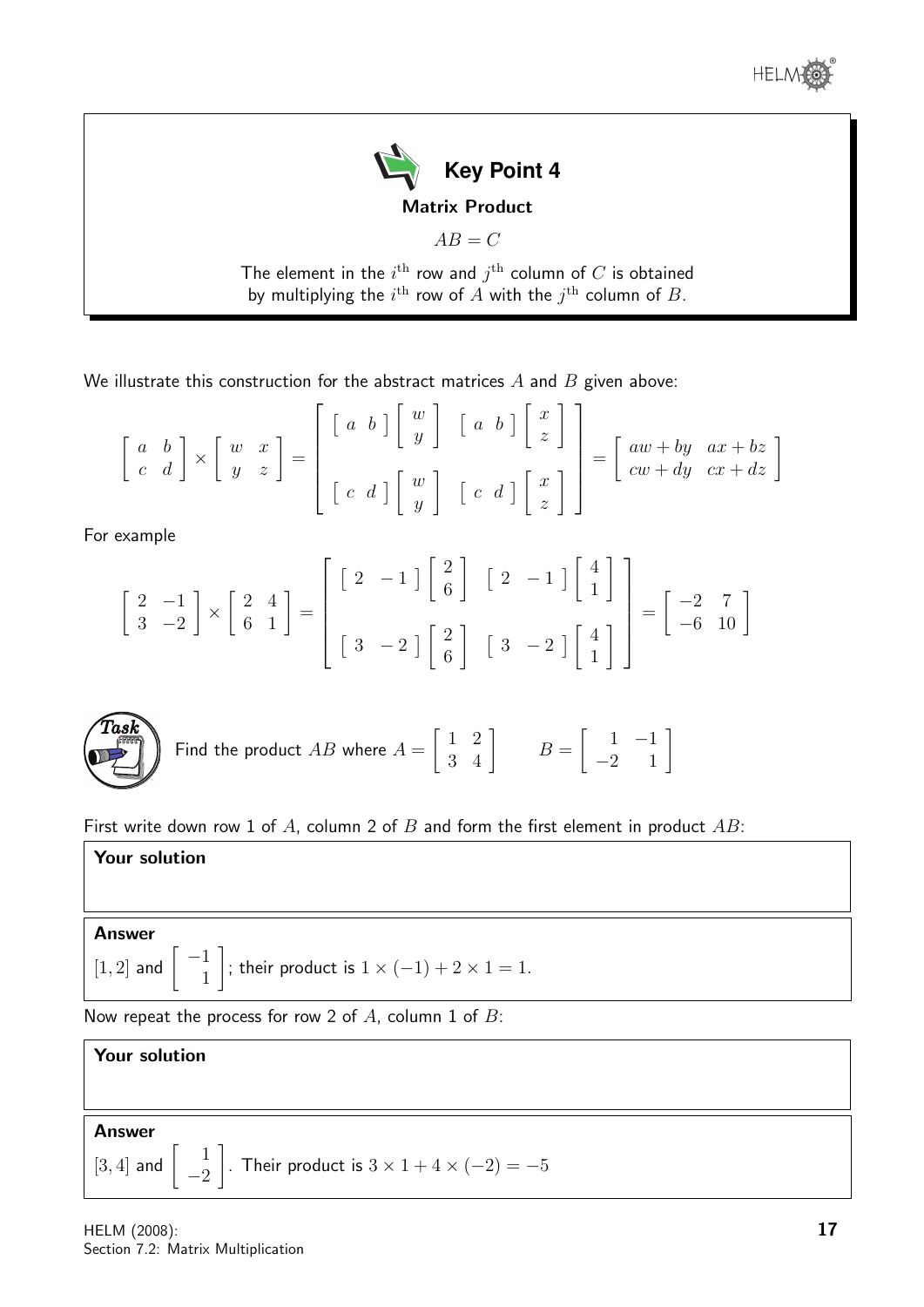**Key Point 4**

**Matrix Product**

$$AB = C$$

The element in the $i^{\text{th}}$ row and $j^{\text{th}}$ column of $C$ is obtained by multiplying the $i^{\text{th}}$ row of $A$ with the $j^{\text{th}}$ column of $B$.

We illustrate this construction for the abstract matrices $A$ and $B$ given above:

$$\begin{bmatrix} a & b \\ c & d \end{bmatrix} \times \begin{bmatrix} w & x \\ y & z \end{bmatrix} = \begin{bmatrix} \begin{bmatrix} a & b \end{bmatrix}\begin{bmatrix} w \\ y \end{bmatrix} & \begin{bmatrix} a & b \end{bmatrix}\begin{bmatrix} x \\ z \end{bmatrix} \\ \begin{bmatrix} c & d \end{bmatrix}\begin{bmatrix} w \\ y \end{bmatrix} & \begin{bmatrix} c & d \end{bmatrix}\begin{bmatrix} x \\ z \end{bmatrix} \end{bmatrix} = \begin{bmatrix} aw + by & ax + bz \\ cw + dy & cx + dz \end{bmatrix}$$

For example

$$\begin{bmatrix} 2 & -1 \\ 3 & -2 \end{bmatrix} \times \begin{bmatrix} 2 & 4 \\ 6 & 1 \end{bmatrix} = \begin{bmatrix} \begin{bmatrix} 2 & -1 \end{bmatrix}\begin{bmatrix} 2 \\ 6 \end{bmatrix} & \begin{bmatrix} 2 & -1 \end{bmatrix}\begin{bmatrix} 4 \\ 1 \end{bmatrix} \\ \begin{bmatrix} 3 & -2 \end{bmatrix}\begin{bmatrix} 2 \\ 6 \end{bmatrix} & \begin{bmatrix} 3 & -2 \end{bmatrix}\begin{bmatrix} 4 \\ 1 \end{bmatrix} \end{bmatrix} = \begin{bmatrix} -2 & 7 \\ -6 & 10 \end{bmatrix}$$

**Task**

Find the product $AB$ where $A = \begin{bmatrix} 1 & 2 \\ 3 & 4 \end{bmatrix} \qquad B = \begin{bmatrix} 1 & -1 \\ -2 & 1 \end{bmatrix}$

First write down row 1 of $A$, column 2 of $B$ and form the first element in product $AB$:

**Your solution**

**Answer**

$[1, 2]$ and $\begin{bmatrix} -1 \\ 1 \end{bmatrix}$; their product is $1 \times (-1) + 2 \times 1 = 1$.

Now repeat the process for row 2 of $A$, column 1 of $B$:

**Your solution**

**Answer**

$[3, 4]$ and $\begin{bmatrix} 1 \\ -2 \end{bmatrix}$. Their product is $3 \times 1 + 4 \times (-2) = -5$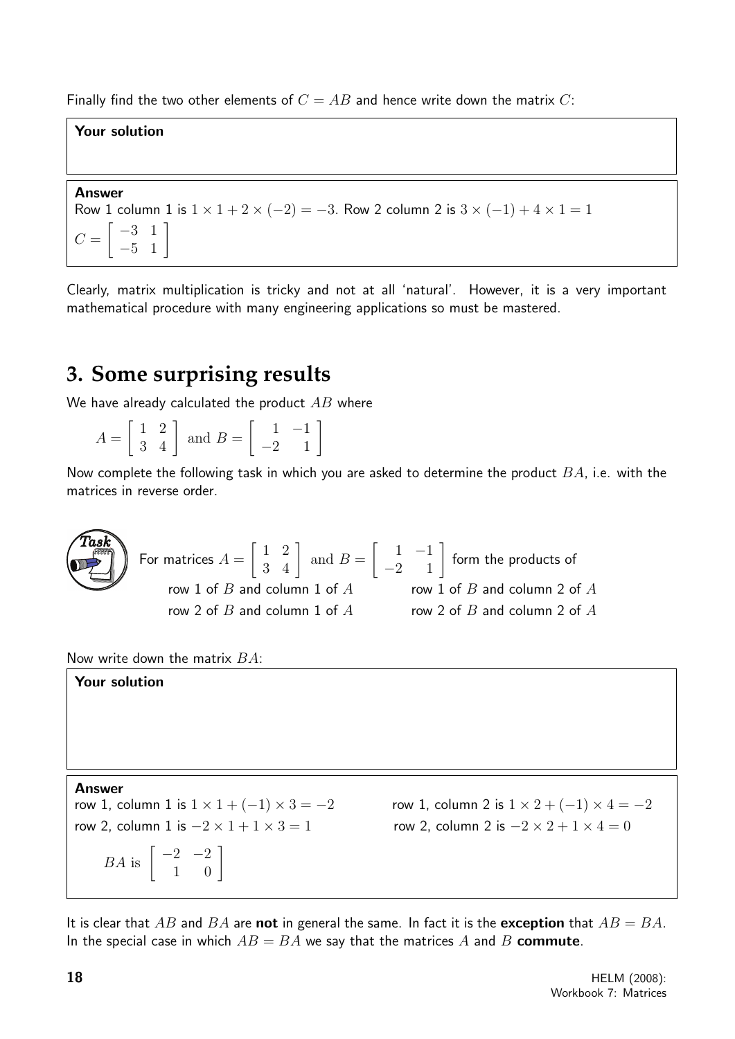Finally find the two other elements of $C = AB$ and hence write down the matrix $C$:

**Your solution**

**Answer**

Row 1 column 1 is $1 \times 1 + 2 \times (-2) = -3$. Row 2 column 2 is $3 \times (-1) + 4 \times 1 = 1$

$C = \begin{bmatrix} -3 & 1 \\ -5 & 1 \end{bmatrix}$

Clearly, matrix multiplication is tricky and not at all 'natural'. However, it is a very important mathematical procedure with many engineering applications so must be mastered.

## 3. Some surprising results

We have already calculated the product $AB$ where

$$A = \begin{bmatrix} 1 & 2 \\ 3 & 4 \end{bmatrix} \text{ and } B = \begin{bmatrix} 1 & -1 \\ -2 & 1 \end{bmatrix}$$

Now complete the following task in which you are asked to determine the product $BA$, i.e. with the matrices in reverse order.

**Task**

For matrices $A = \begin{bmatrix} 1 & 2 \\ 3 & 4 \end{bmatrix}$ and $B = \begin{bmatrix} 1 & -1 \\ -2 & 1 \end{bmatrix}$ form the products of

row 1 of $B$ and column 1 of $A$ &emsp; row 1 of $B$ and column 2 of $A$

row 2 of $B$ and column 1 of $A$ &emsp; row 2 of $B$ and column 2 of $A$

Now write down the matrix $BA$:

**Your solution**

**Answer**

row 1, column 1 is $1 \times 1 + (-1) \times 3 = -2$ &emsp; row 1, column 2 is $1 \times 2 + (-1) \times 4 = -2$

row 2, column 1 is $-2 \times 1 + 1 \times 3 = 1$ &emsp; row 2, column 2 is $-2 \times 2 + 1 \times 4 = 0$

$BA$ is $\begin{bmatrix} -2 & -2 \\ 1 & 0 \end{bmatrix}$

It is clear that $AB$ and $BA$ are **not** in general the same. In fact it is the **exception** that $AB = BA$. In the special case in which $AB = BA$ we say that the matrices $A$ and $B$ **commute**.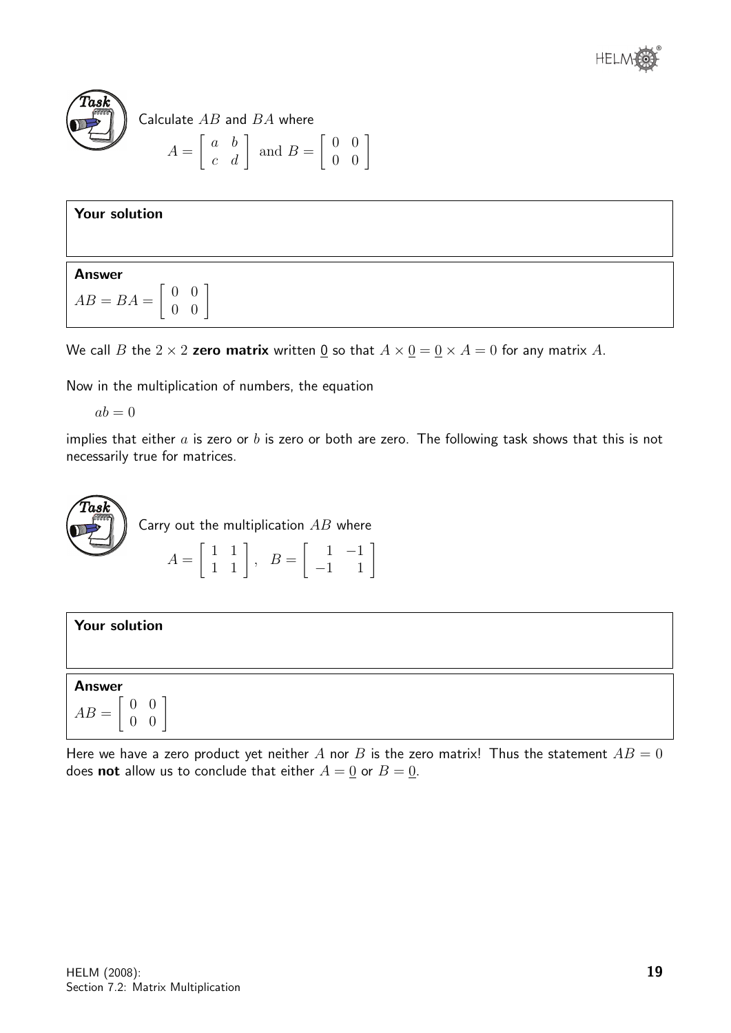**Task**

Calculate $AB$ and $BA$ where

$$A = \begin{bmatrix} a & b \\ c & d \end{bmatrix} \text{ and } B = \begin{bmatrix} 0 & 0 \\ 0 & 0 \end{bmatrix}$$

**Your solution**

**Answer**

$AB = BA = \begin{bmatrix} 0 & 0 \\ 0 & 0 \end{bmatrix}$

We call $B$ the $2 \times 2$ **zero matrix** written $\underline{0}$ so that $A \times \underline{0} = \underline{0} \times A = 0$ for any matrix $A$.

Now in the multiplication of numbers, the equation

$ab = 0$

implies that either $a$ is zero or $b$ is zero or both are zero. The following task shows that this is not necessarily true for matrices.

**Task**

Carry out the multiplication $AB$ where

$$A = \begin{bmatrix} 1 & 1 \\ 1 & 1 \end{bmatrix}, \quad B = \begin{bmatrix} 1 & -1 \\ -1 & 1 \end{bmatrix}$$

**Your solution**

**Answer**

$AB = \begin{bmatrix} 0 & 0 \\ 0 & 0 \end{bmatrix}$

Here we have a zero product yet neither $A$ nor $B$ is the zero matrix! Thus the statement $AB = 0$ does **not** allow us to conclude that either $A = \underline{0}$ or $B = \underline{0}$.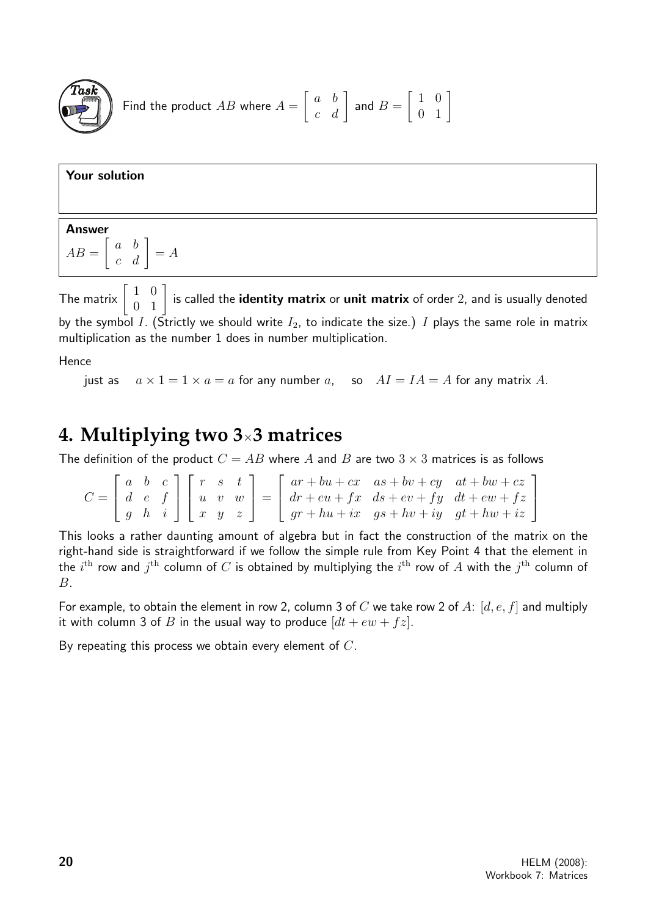**Task**

Find the product $AB$ where $A = \begin{bmatrix} a & b \\ c & d \end{bmatrix}$ and $B = \begin{bmatrix} 1 & 0 \\ 0 & 1 \end{bmatrix}$

**Your solution**

**Answer**

$AB = \begin{bmatrix} a & b \\ c & d \end{bmatrix} = A$

The matrix $\begin{bmatrix} 1 & 0 \\ 0 & 1 \end{bmatrix}$ is called the **identity matrix** or **unit matrix** of order 2, and is usually denoted by the symbol $I$. (Strictly we should write $I_2$, to indicate the size.) $I$ plays the same role in matrix multiplication as the number 1 does in number multiplication.

Hence

just as $a \times 1 = 1 \times a = a$ for any number $a$, so $AI = IA = A$ for any matrix $A$.

## 4. Multiplying two 3×3 matrices

The definition of the product $C = AB$ where $A$ and $B$ are two $3 \times 3$ matrices is as follows

$$C = \begin{bmatrix} a & b & c \\ d & e & f \\ g & h & i \end{bmatrix} \begin{bmatrix} r & s & t \\ u & v & w \\ x & y & z \end{bmatrix} = \begin{bmatrix} ar + bu + cx & as + bv + cy & at + bw + cz \\ dr + eu + fx & ds + ev + fy & dt + ew + fz \\ gr + hu + ix & gs + hv + iy & gt + hw + iz \end{bmatrix}$$

This looks a rather daunting amount of algebra but in fact the construction of the matrix on the right-hand side is straightforward if we follow the simple rule from Key Point 4 that the element in the $i^{\text{th}}$ row and $j^{\text{th}}$ column of $C$ is obtained by multiplying the $i^{\text{th}}$ row of $A$ with the $j^{\text{th}}$ column of $B$.

For example, to obtain the element in row 2, column 3 of $C$ we take row 2 of $A$: $[d, e, f]$ and multiply it with column 3 of $B$ in the usual way to produce $[dt + ew + fz]$.

By repeating this process we obtain every element of $C$.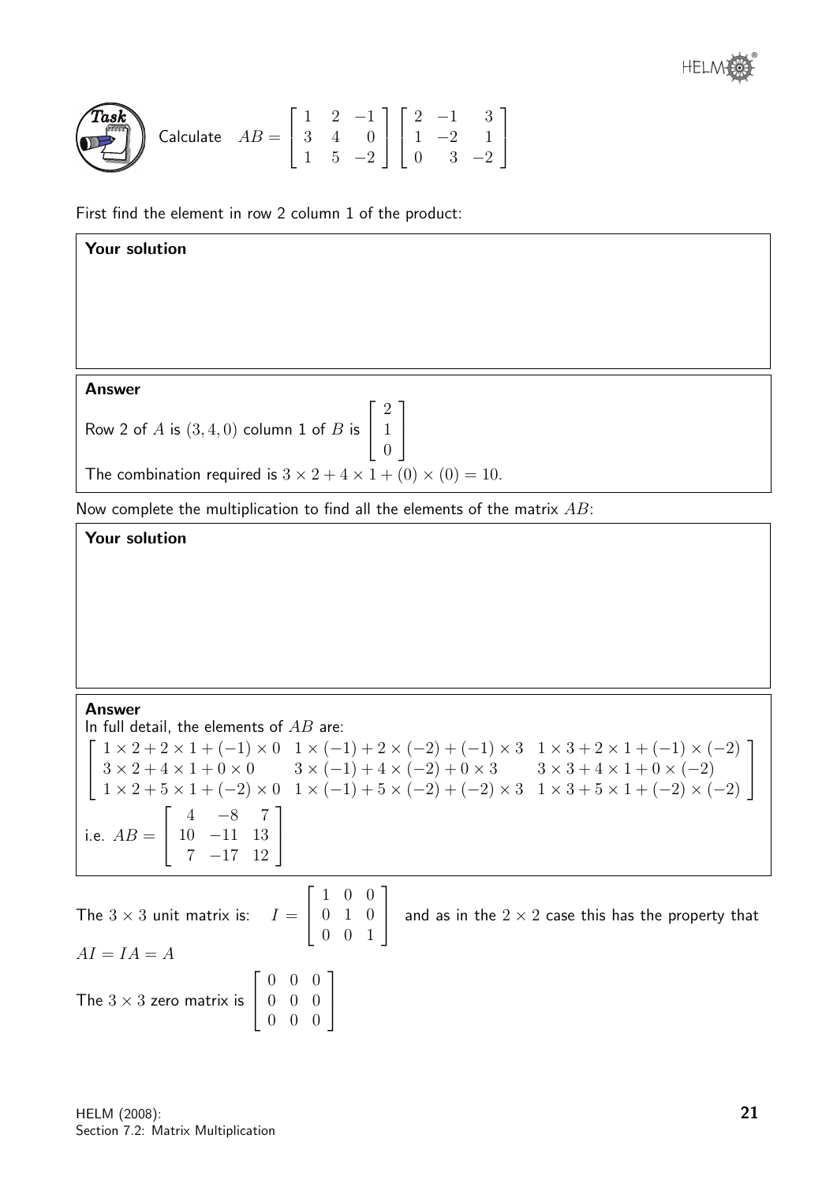**Task**

Calculate $AB = \begin{bmatrix} 1 & 2 & -1 \\ 3 & 4 & 0 \\ 1 & 5 & -2 \end{bmatrix} \begin{bmatrix} 2 & -1 & 3 \\ 1 & -2 & 1 \\ 0 & 3 & -2 \end{bmatrix}$

First find the element in row 2 column 1 of the product:

**Your solution**

**Answer**

Row 2 of $A$ is $(3, 4, 0)$ column 1 of $B$ is $\begin{bmatrix} 2 \\ 1 \\ 0 \end{bmatrix}$

The combination required is $3 \times 2 + 4 \times 1 + (0) \times (0) = 10$.

Now complete the multiplication to find all the elements of the matrix $AB$:

**Your solution**

**Answer**

In full detail, the elements of $AB$ are:

$$\begin{bmatrix} 1 \times 2 + 2 \times 1 + (-1) \times 0 & 1 \times (-1) + 2 \times (-2) + (-1) \times 3 & 1 \times 3 + 2 \times 1 + (-1) \times (-2) \\ 3 \times 2 + 4 \times 1 + 0 \times 0 & 3 \times (-1) + 4 \times (-2) + 0 \times 3 & 3 \times 3 + 4 \times 1 + 0 \times (-2) \\ 1 \times 2 + 5 \times 1 + (-2) \times 0 & 1 \times (-1) + 5 \times (-2) + (-2) \times 3 & 1 \times 3 + 5 \times 1 + (-2) \times (-2) \end{bmatrix}$$

i.e. $AB = \begin{bmatrix} 4 & -8 & 7 \\ 10 & -11 & 13 \\ 7 & -17 & 12 \end{bmatrix}$

The $3 \times 3$ unit matrix is: $I = \begin{bmatrix} 1 & 0 & 0 \\ 0 & 1 & 0 \\ 0 & 0 & 1 \end{bmatrix}$ and as in the $2 \times 2$ case this has the property that $AI = IA = A$

The $3 \times 3$ zero matrix is $\begin{bmatrix} 0 & 0 & 0 \\ 0 & 0 & 0 \\ 0 & 0 & 0 \end{bmatrix}$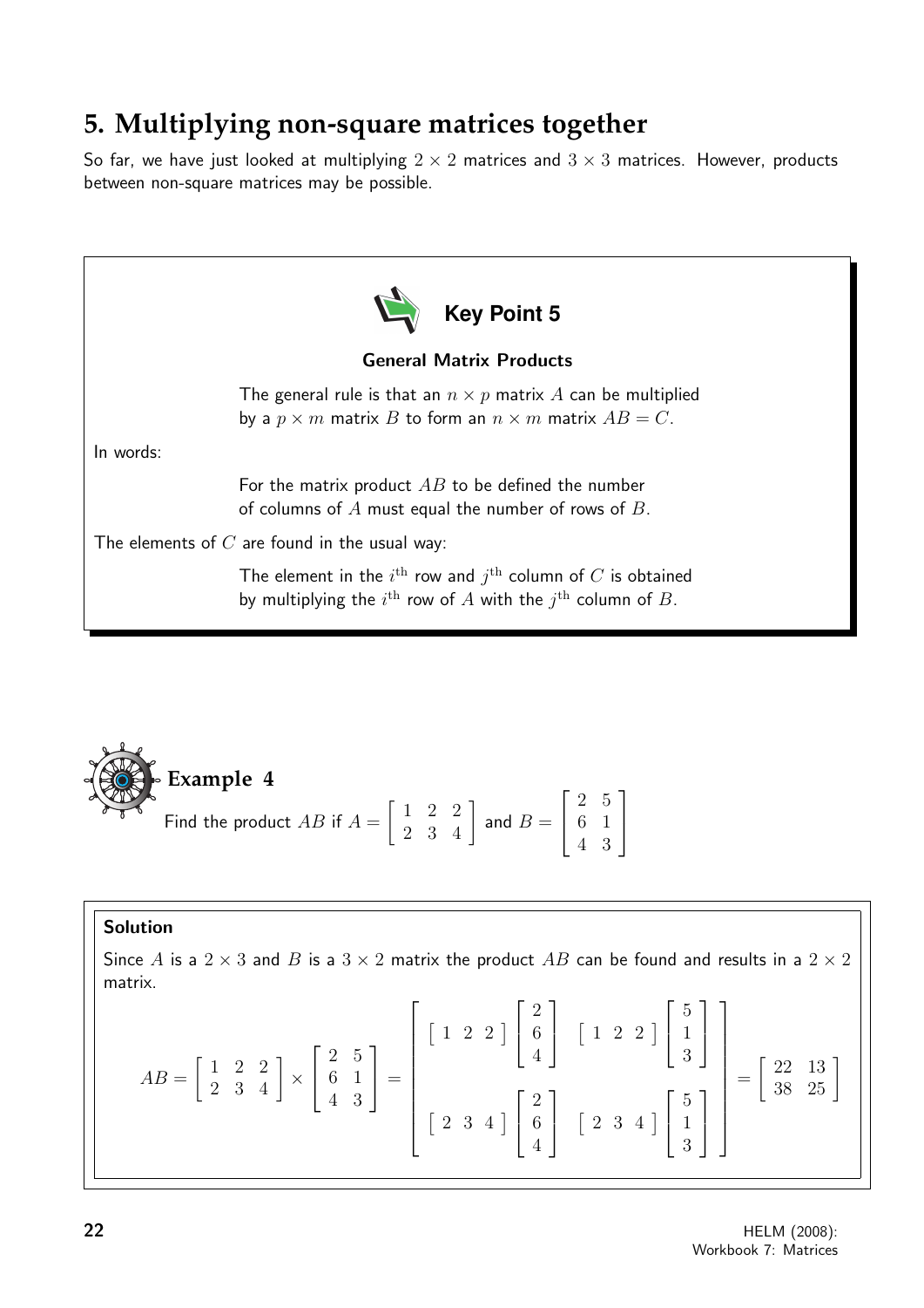## 5. Multiplying non-square matrices together

So far, we have just looked at multiplying $2 \times 2$ matrices and $3 \times 3$ matrices. However, products between non-square matrices may be possible.

**Key Point 5**

**General Matrix Products**

The general rule is that an $n \times p$ matrix $A$ can be multiplied by a $p \times m$ matrix $B$ to form an $n \times m$ matrix $AB = C$.

In words:

For the matrix product $AB$ to be defined the number of columns of $A$ must equal the number of rows of $B$.

The elements of $C$ are found in the usual way:

The element in the $i^{\text{th}}$ row and $j^{\text{th}}$ column of $C$ is obtained by multiplying the $i^{\text{th}}$ row of $A$ with the $j^{\text{th}}$ column of $B$.

**Example 4**

Find the product $AB$ if $A = \begin{bmatrix} 1 & 2 & 2 \\ 2 & 3 & 4 \end{bmatrix}$ and $B = \begin{bmatrix} 2 & 5 \\ 6 & 1 \\ 4 & 3 \end{bmatrix}$

**Solution**

Since $A$ is a $2 \times 3$ and $B$ is a $3 \times 2$ matrix the product $AB$ can be found and results in a $2 \times 2$ matrix.

$$AB = \begin{bmatrix} 1 & 2 & 2 \\ 2 & 3 & 4 \end{bmatrix} \times \begin{bmatrix} 2 & 5 \\ 6 & 1 \\ 4 & 3 \end{bmatrix} = \begin{bmatrix} \begin{bmatrix} 1 & 2 & 2 \end{bmatrix} \begin{bmatrix} 2 \\ 6 \\ 4 \end{bmatrix} & \begin{bmatrix} 1 & 2 & 2 \end{bmatrix} \begin{bmatrix} 5 \\ 1 \\ 3 \end{bmatrix} \\ \begin{bmatrix} 2 & 3 & 4 \end{bmatrix} \begin{bmatrix} 2 \\ 6 \\ 4 \end{bmatrix} & \begin{bmatrix} 2 & 3 & 4 \end{bmatrix} \begin{bmatrix} 5 \\ 1 \\ 3 \end{bmatrix} \end{bmatrix} = \begin{bmatrix} 22 & 13 \\ 38 & 25 \end{bmatrix}$$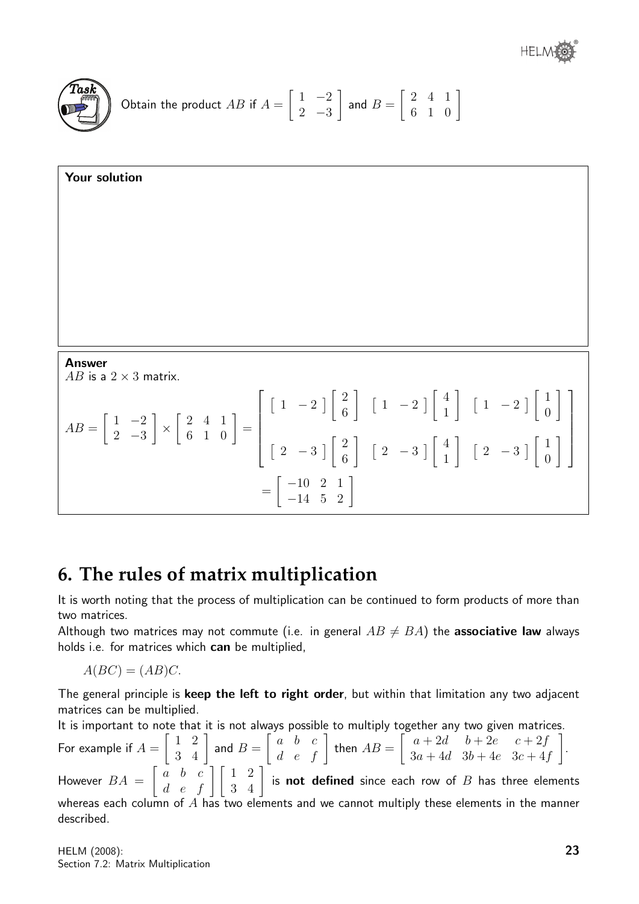**Task**

Obtain the product $AB$ if $A = \begin{bmatrix} 1 & -2 \\ 2 & -3 \end{bmatrix}$ and $B = \begin{bmatrix} 2 & 4 & 1 \\ 6 & 1 & 0 \end{bmatrix}$

**Your solution**

**Answer**

$AB$ is a $2 \times 3$ matrix.

$$AB = \begin{bmatrix} 1 & -2 \\ 2 & -3 \end{bmatrix} \times \begin{bmatrix} 2 & 4 & 1 \\ 6 & 1 & 0 \end{bmatrix} = \begin{bmatrix} \begin{bmatrix} 1 & -2 \end{bmatrix}\begin{bmatrix} 2 \\ 6 \end{bmatrix} & \begin{bmatrix} 1 & -2 \end{bmatrix}\begin{bmatrix} 4 \\ 1 \end{bmatrix} & \begin{bmatrix} 1 & -2 \end{bmatrix}\begin{bmatrix} 1 \\ 0 \end{bmatrix} \\ \begin{bmatrix} 2 & -3 \end{bmatrix}\begin{bmatrix} 2 \\ 6 \end{bmatrix} & \begin{bmatrix} 2 & -3 \end{bmatrix}\begin{bmatrix} 4 \\ 1 \end{bmatrix} & \begin{bmatrix} 2 & -3 \end{bmatrix}\begin{bmatrix} 1 \\ 0 \end{bmatrix} \end{bmatrix}$$

$$= \begin{bmatrix} -10 & 2 & 1 \\ -14 & 5 & 2 \end{bmatrix}$$

## 6. The rules of matrix multiplication

It is worth noting that the process of multiplication can be continued to form products of more than two matrices.

Although two matrices may not commute (i.e. in general $AB \neq BA$) the **associative law** always holds i.e. for matrices which **can** be multiplied,

$$A(BC) = (AB)C.$$

The general principle is **keep the left to right order**, but within that limitation any two adjacent matrices can be multiplied.

It is important to note that it is not always possible to multiply together any two given matrices.

For example if $A = \begin{bmatrix} 1 & 2 \\ 3 & 4 \end{bmatrix}$ and $B = \begin{bmatrix} a & b & c \\ d & e & f \end{bmatrix}$ then $AB = \begin{bmatrix} a+2d & b+2e & c+2f \\ 3a+4d & 3b+4e & 3c+4f \end{bmatrix}$.

However $BA = \begin{bmatrix} a & b & c \\ d & e & f \end{bmatrix}\begin{bmatrix} 1 & 2 \\ 3 & 4 \end{bmatrix}$ is **not defined** since each row of $B$ has three elements whereas each column of $A$ has two elements and we cannot multiply these elements in the manner described.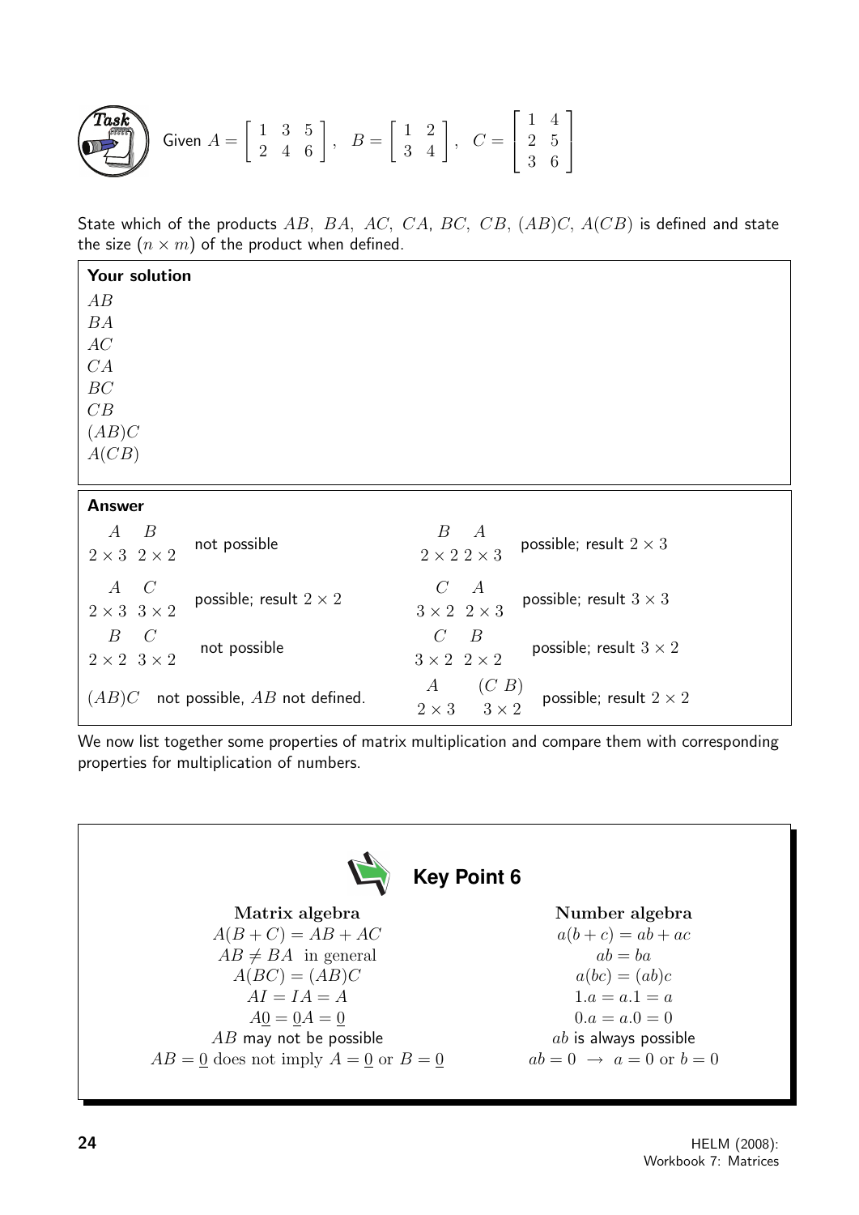**Task**

Given $A = \begin{bmatrix} 1 & 3 & 5 \\ 2 & 4 & 6 \end{bmatrix}$, $B = \begin{bmatrix} 1 & 2 \\ 3 & 4 \end{bmatrix}$, $C = \begin{bmatrix} 1 & 4 \\ 2 & 5 \\ 3 & 6 \end{bmatrix}$

State which of the products $AB$, $BA$, $AC$, $CA$, $BC$, $CB$, $(AB)C$, $A(CB)$ is defined and state the size $(n \times m)$ of the product when defined.

**Your solution**

$AB$

$BA$

$AC$

$CA$

$BC$

$CB$

$(AB)C$

$A(CB)$

**Answer**

| | | | |
|---|---|---|---|
| $\underset{2\times 3}{A}\ \underset{2\times 2}{B}$ | not possible | $\underset{2\times 2}{B}\ \underset{2\times 3}{A}$ | possible; result $2 \times 3$ |
| $\underset{2\times 3}{A}\ \underset{3\times 2}{C}$ | possible; result $2 \times 2$ | $\underset{3\times 2}{C}\ \underset{2\times 3}{A}$ | possible; result $3 \times 3$ |
| $\underset{2\times 2}{B}\ \underset{3\times 2}{C}$ | not possible | $\underset{3\times 2}{C}\ \underset{2\times 2}{B}$ | possible; result $3 \times 2$ |
| $(AB)C$ | not possible, $AB$ not defined. | $\underset{2\times 3}{A}\ \underset{3\times 2}{(C\ B)}$ | possible; result $2 \times 2$ |

We now list together some properties of matrix multiplication and compare them with corresponding properties for multiplication of numbers.

**Key Point 6**

| Matrix algebra | Number algebra |
|---|---|
| $A(B+C) = AB + AC$ | $a(b+c) = ab + ac$ |
| $AB \neq BA$ in general | $ab = ba$ |
| $A(BC) = (AB)C$ | $a(bc) = (ab)c$ |
| $AI = IA = A$ | $1.a = a.1 = a$ |
| $A\underline{0} = \underline{0}A = \underline{0}$ | $0.a = a.0 = 0$ |
| $AB$ may not be possible | $ab$ is always possible |
| $AB = \underline{0}$ does not imply $A = \underline{0}$ or $B = \underline{0}$ | $ab = 0 \rightarrow a = 0$ or $b = 0$ |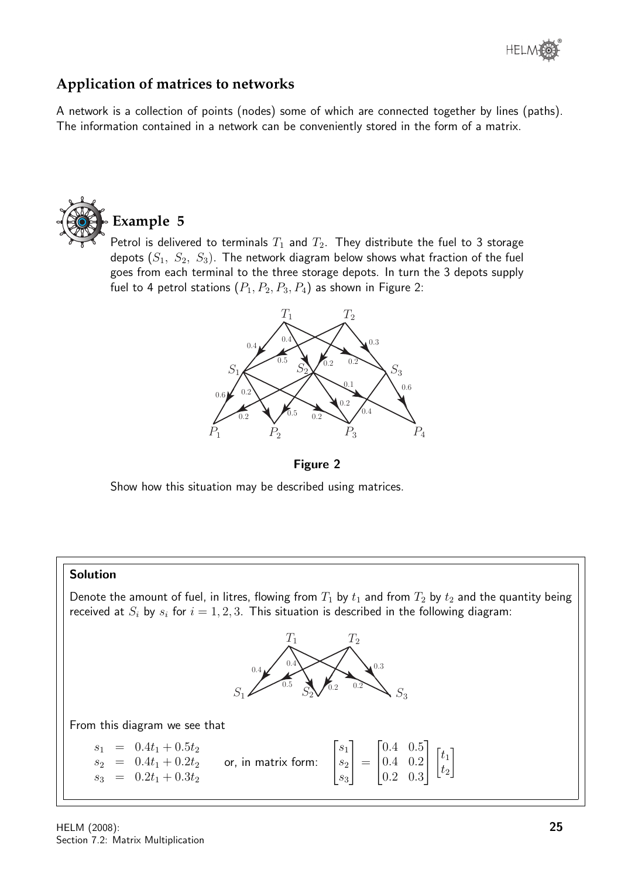## Application of matrices to networks

A network is a collection of points (nodes) some of which are connected together by lines (paths). The information contained in a network can be conveniently stored in the form of a matrix.

### Example 5

Petrol is delivered to terminals $T_1$ and $T_2$. They distribute the fuel to 3 storage depots ($S_1,\ S_2,\ S_3$). The network diagram below shows what fraction of the fuel goes from each terminal to the three storage depots. In turn the 3 depots supply fuel to 4 petrol stations ($P_1, P_2, P_3, P_4$) as shown in Figure 2:

**Figure 2**

Show how this situation may be described using matrices.

#### Solution

Denote the amount of fuel, in litres, flowing from $T_1$ by $t_1$ and from $T_2$ by $t_2$ and the quantity being received at $S_i$ by $s_i$ for $i = 1, 2, 3$. This situation is described in the following diagram:

From this diagram we see that

$$\begin{aligned} s_1 &= 0.4t_1 + 0.5t_2 \\ s_2 &= 0.4t_1 + 0.2t_2 \\ s_3 &= 0.2t_1 + 0.3t_2 \end{aligned} \qquad \text{or, in matrix form:} \qquad \begin{bmatrix} s_1 \\ s_2 \\ s_3 \end{bmatrix} = \begin{bmatrix} 0.4 & 0.5 \\ 0.4 & 0.2 \\ 0.2 & 0.3 \end{bmatrix} \begin{bmatrix} t_1 \\ t_2 \end{bmatrix}$$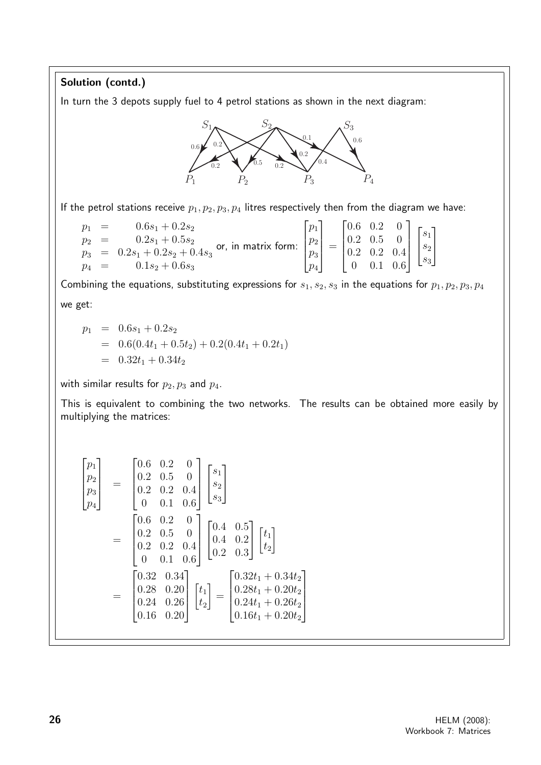**Solution (contd.)**

In turn the 3 depots supply fuel to 4 petrol stations as shown in the next diagram:

If the petrol stations receive $p_1, p_2, p_3, p_4$ litres respectively then from the diagram we have:

$$
\begin{aligned}
p_1 &= 0.6s_1 + 0.2s_2 \\
p_2 &= 0.2s_1 + 0.5s_2 \\
p_3 &= 0.2s_1 + 0.2s_2 + 0.4s_3 \\
p_4 &= 0.1s_2 + 0.6s_3
\end{aligned}
\quad \text{or, in matrix form:} \quad
\begin{bmatrix} p_1 \\ p_2 \\ p_3 \\ p_4 \end{bmatrix} = \begin{bmatrix} 0.6 & 0.2 & 0 \\ 0.2 & 0.5 & 0 \\ 0.2 & 0.2 & 0.4 \\ 0 & 0.1 & 0.6 \end{bmatrix} \begin{bmatrix} s_1 \\ s_2 \\ s_3 \end{bmatrix}
$$

Combining the equations, substituting expressions for $s_1, s_2, s_3$ in the equations for $p_1, p_2, p_3, p_4$ we get:

$$
\begin{aligned}
p_1 &= 0.6s_1 + 0.2s_2 \\
&= 0.6(0.4t_1 + 0.5t_2) + 0.2(0.4t_1 + 0.2t_1) \\
&= 0.32t_1 + 0.34t_2
\end{aligned}
$$

with similar results for $p_2, p_3$ and $p_4$.

This is equivalent to combining the two networks. The results can be obtained more easily by multiplying the matrices:

$$
\begin{aligned}
\begin{bmatrix} p_1 \\ p_2 \\ p_3 \\ p_4 \end{bmatrix} &= \begin{bmatrix} 0.6 & 0.2 & 0 \\ 0.2 & 0.5 & 0 \\ 0.2 & 0.2 & 0.4 \\ 0 & 0.1 & 0.6 \end{bmatrix} \begin{bmatrix} s_1 \\ s_2 \\ s_3 \end{bmatrix} \\
&= \begin{bmatrix} 0.6 & 0.2 & 0 \\ 0.2 & 0.5 & 0 \\ 0.2 & 0.2 & 0.4 \\ 0 & 0.1 & 0.6 \end{bmatrix} \begin{bmatrix} 0.4 & 0.5 \\ 0.4 & 0.2 \\ 0.2 & 0.3 \end{bmatrix} \begin{bmatrix} t_1 \\ t_2 \end{bmatrix} \\
&= \begin{bmatrix} 0.32 & 0.34 \\ 0.28 & 0.20 \\ 0.24 & 0.26 \\ 0.16 & 0.20 \end{bmatrix} \begin{bmatrix} t_1 \\ t_2 \end{bmatrix} = \begin{bmatrix} 0.32t_1 + 0.34t_2 \\ 0.28t_1 + 0.20t_2 \\ 0.24t_1 + 0.26t_2 \\ 0.16t_1 + 0.20t_2 \end{bmatrix}
\end{aligned}
$$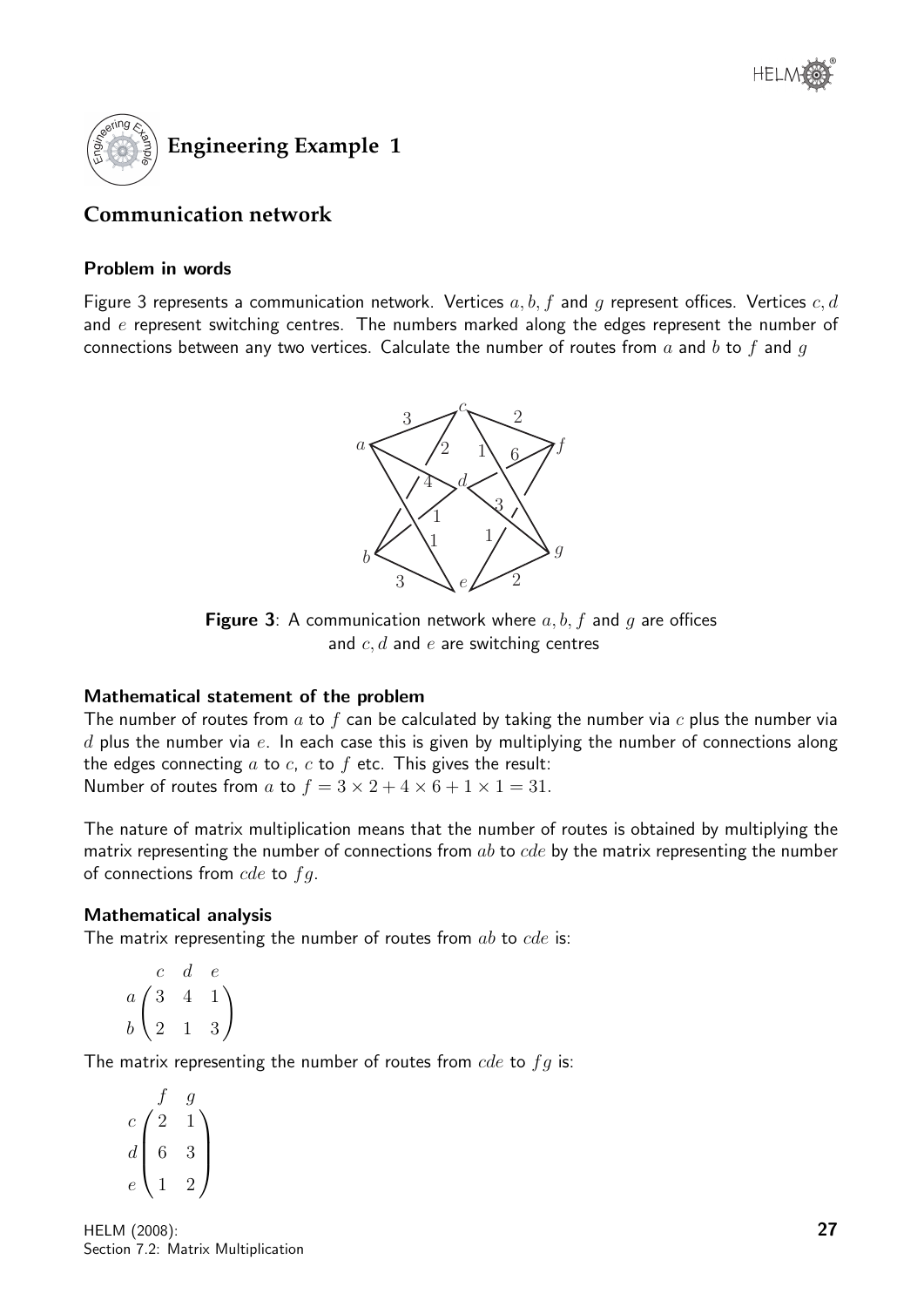## Engineering Example 1

## Communication network

### Problem in words

Figure 3 represents a communication network. Vertices $a, b, f$ and $g$ represent offices. Vertices $c, d$ and $e$ represent switching centres. The numbers marked along the edges represent the number of connections between any two vertices. Calculate the number of routes from $a$ and $b$ to $f$ and $g$

**Figure 3**: A communication network where $a, b, f$ and $g$ are offices and $c, d$ and $e$ are switching centres

### Mathematical statement of the problem

The number of routes from $a$ to $f$ can be calculated by taking the number via $c$ plus the number via $d$ plus the number via $e$. In each case this is given by multiplying the number of connections along the edges connecting $a$ to $c$, $c$ to $f$ etc. This gives the result:
Number of routes from $a$ to $f = 3 \times 2 + 4 \times 6 + 1 \times 1 = 31$.

The nature of matrix multiplication means that the number of routes is obtained by multiplying the matrix representing the number of connections from $ab$ to $cde$ by the matrix representing the number of connections from $cde$ to $fg$.

### Mathematical analysis

The matrix representing the number of routes from $ab$ to $cde$ is:

$$\begin{array}{c} \\ a \\ b \end{array} \begin{array}{c} \begin{array}{ccc} c & d & e \end{array} \\ \begin{pmatrix} 3 & 4 & 1 \\ 2 & 1 & 3 \end{pmatrix} \end{array}$$

The matrix representing the number of routes from $cde$ to $fg$ is:

$$\begin{array}{c} \\ c \\ d \\ e \end{array} \begin{array}{c} \begin{array}{cc} f & g \end{array} \\ \begin{pmatrix} 2 & 1 \\ 6 & 3 \\ 1 & 2 \end{pmatrix} \end{array}$$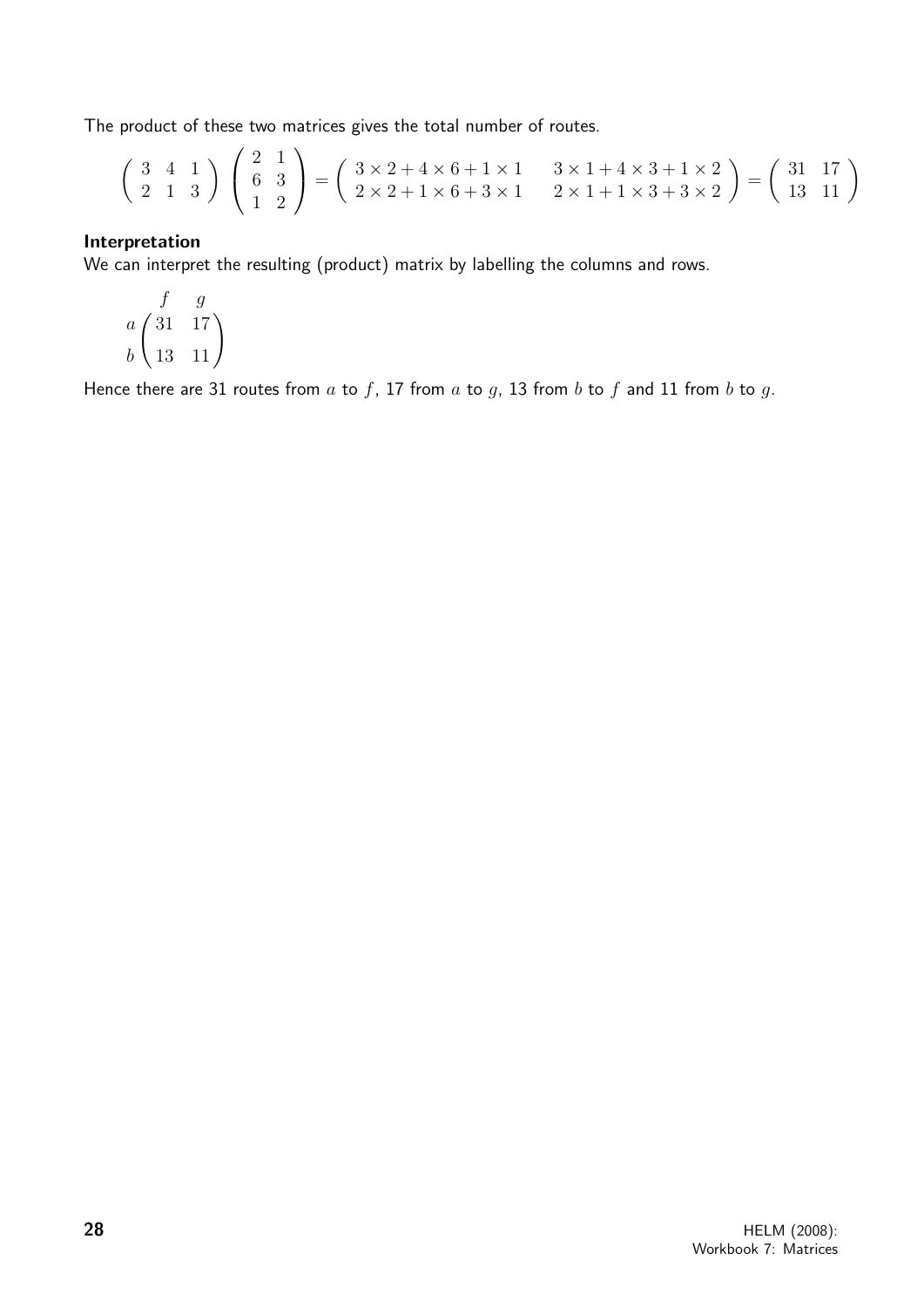The product of these two matrices gives the total number of routes.

$$\begin{pmatrix} 3 & 4 & 1 \\ 2 & 1 & 3 \end{pmatrix} \begin{pmatrix} 2 & 1 \\ 6 & 3 \\ 1 & 2 \end{pmatrix} = \begin{pmatrix} 3\times 2+4\times 6+1\times 1 & 3\times 1+4\times 3+1\times 2 \\ 2\times 2+1\times 6+3\times 1 & 2\times 1+1\times 3+3\times 2 \end{pmatrix} = \begin{pmatrix} 31 & 17 \\ 13 & 11 \end{pmatrix}$$

**Interpretation**

We can interpret the resulting (product) matrix by labelling the columns and rows.

$$\begin{array}{c} \\ a \\ b \end{array} \begin{array}{c} \begin{array}{cc} f & g \end{array} \\ \begin{pmatrix} 31 & 17 \\ 13 & 11 \end{pmatrix} \end{array}$$

Hence there are 31 routes from $a$ to $f$, 17 from $a$ to $g$, 13 from $b$ to $f$ and 11 from $b$ to $g$.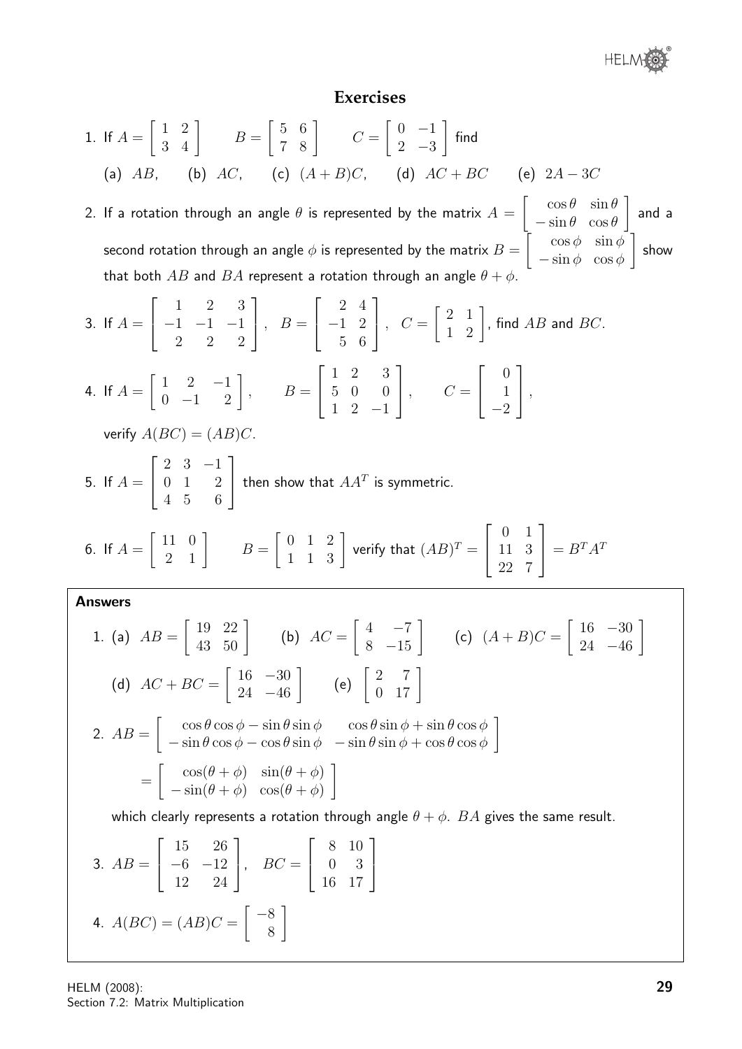## Exercises

1. If $A = \begin{bmatrix} 1 & 2 \\ 3 & 4 \end{bmatrix}$ $\quad B = \begin{bmatrix} 5 & 6 \\ 7 & 8 \end{bmatrix}$ $\quad C = \begin{bmatrix} 0 & -1 \\ 2 & -3 \end{bmatrix}$ find

   (a) $AB$, (b) $AC$, (c) $(A+B)C$, (d) $AC + BC$ (e) $2A - 3C$

2. If a rotation through an angle $\theta$ is represented by the matrix $A = \begin{bmatrix} \cos\theta & \sin\theta \\ -\sin\theta & \cos\theta \end{bmatrix}$ and a second rotation through an angle $\phi$ is represented by the matrix $B = \begin{bmatrix} \cos\phi & \sin\phi \\ -\sin\phi & \cos\phi \end{bmatrix}$ show that both $AB$ and $BA$ represent a rotation through an angle $\theta + \phi$.

3. If $A = \begin{bmatrix} 1 & 2 & 3 \\ -1 & -1 & -1 \\ 2 & 2 & 2 \end{bmatrix}$, $B = \begin{bmatrix} 2 & 4 \\ -1 & 2 \\ 5 & 6 \end{bmatrix}$, $C = \begin{bmatrix} 2 & 1 \\ 1 & 2 \end{bmatrix}$, find $AB$ and $BC$.

4. If $A = \begin{bmatrix} 1 & 2 & -1 \\ 0 & -1 & 2 \end{bmatrix}$, $\quad B = \begin{bmatrix} 1 & 2 & 3 \\ 5 & 0 & 0 \\ 1 & 2 & -1 \end{bmatrix}$, $\quad C = \begin{bmatrix} 0 \\ 1 \\ -2 \end{bmatrix}$,

   verify $A(BC) = (AB)C$.

5. If $A = \begin{bmatrix} 2 & 3 & -1 \\ 0 & 1 & 2 \\ 4 & 5 & 6 \end{bmatrix}$ then show that $AA^T$ is symmetric.

6. If $A = \begin{bmatrix} 11 & 0 \\ 2 & 1 \end{bmatrix}$ $\quad B = \begin{bmatrix} 0 & 1 & 2 \\ 1 & 1 & 3 \end{bmatrix}$ verify that $(AB)^T = \begin{bmatrix} 0 & 1 \\ 11 & 3 \\ 22 & 7 \end{bmatrix} = B^T A^T$

### Answers

1. (a) $AB = \begin{bmatrix} 19 & 22 \\ 43 & 50 \end{bmatrix}$ (b) $AC = \begin{bmatrix} 4 & -7 \\ 8 & -15 \end{bmatrix}$ (c) $(A+B)C = \begin{bmatrix} 16 & -30 \\ 24 & -46 \end{bmatrix}$

   (d) $AC + BC = \begin{bmatrix} 16 & -30 \\ 24 & -46 \end{bmatrix}$ (e) $\begin{bmatrix} 2 & 7 \\ 0 & 17 \end{bmatrix}$

2. $$AB = \begin{bmatrix} \cos\theta\cos\phi - \sin\theta\sin\phi & \cos\theta\sin\phi + \sin\theta\cos\phi \\ -\sin\theta\cos\phi - \cos\theta\sin\phi & -\sin\theta\sin\phi + \cos\theta\cos\phi \end{bmatrix}$$
   $$= \begin{bmatrix} \cos(\theta+\phi) & \sin(\theta+\phi) \\ -\sin(\theta+\phi) & \cos(\theta+\phi) \end{bmatrix}$$

   which clearly represents a rotation through angle $\theta + \phi$. $BA$ gives the same result.

3. $AB = \begin{bmatrix} 15 & 26 \\ -6 & -12 \\ 12 & 24 \end{bmatrix}$, $\quad BC = \begin{bmatrix} 8 & 10 \\ 0 & 3 \\ 16 & 17 \end{bmatrix}$

4. $A(BC) = (AB)C = \begin{bmatrix} -8 \\ 8 \end{bmatrix}$